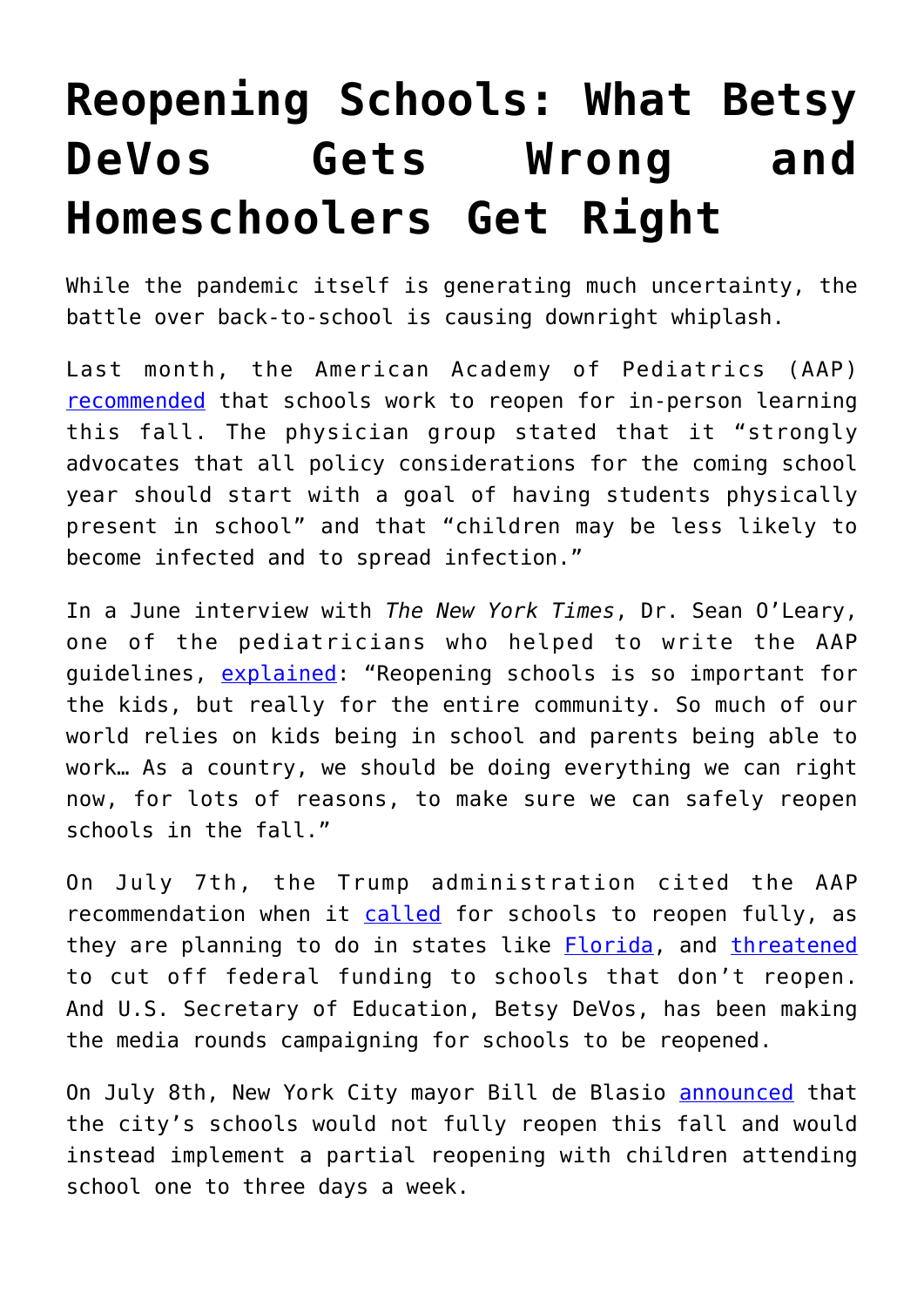# Reopening Schools: What Betsy DeVos Gets Wrong and Homeschoolers Get Right

While the pandemic itself is generating much uncertainty, the battle over back-to-school is causing downright whiplash.

Last month, the American Academy of Pediatrics (AAP) recommended that schools work to reopen for in-person learning this fall. The physician group stated that it "strongly advocates that all policy considerations for the coming school year should start with a goal of having students physically present in school" and that "children may be less likely to become infected and to spread infection."

In a June interview with *The New York Times*, Dr. Sean O'Leary, one of the pediatricians who helped to write the AAP guidelines, explained: "Reopening schools is so important for the kids, but really for the entire community. So much of our world relies on kids being in school and parents being able to work… As a country, we should be doing everything we can right now, for lots of reasons, to make sure we can safely reopen schools in the fall."

On July 7th, the Trump administration cited the AAP recommendation when it called for schools to reopen fully, as they are planning to do in states like Florida, and threatened to cut off federal funding to schools that don't reopen. And U.S. Secretary of Education, Betsy DeVos, has been making the media rounds campaigning for schools to be reopened.

On July 8th, New York City mayor Bill de Blasio announced that the city's schools would not fully reopen this fall and would instead implement a partial reopening with children attending school one to three days a week.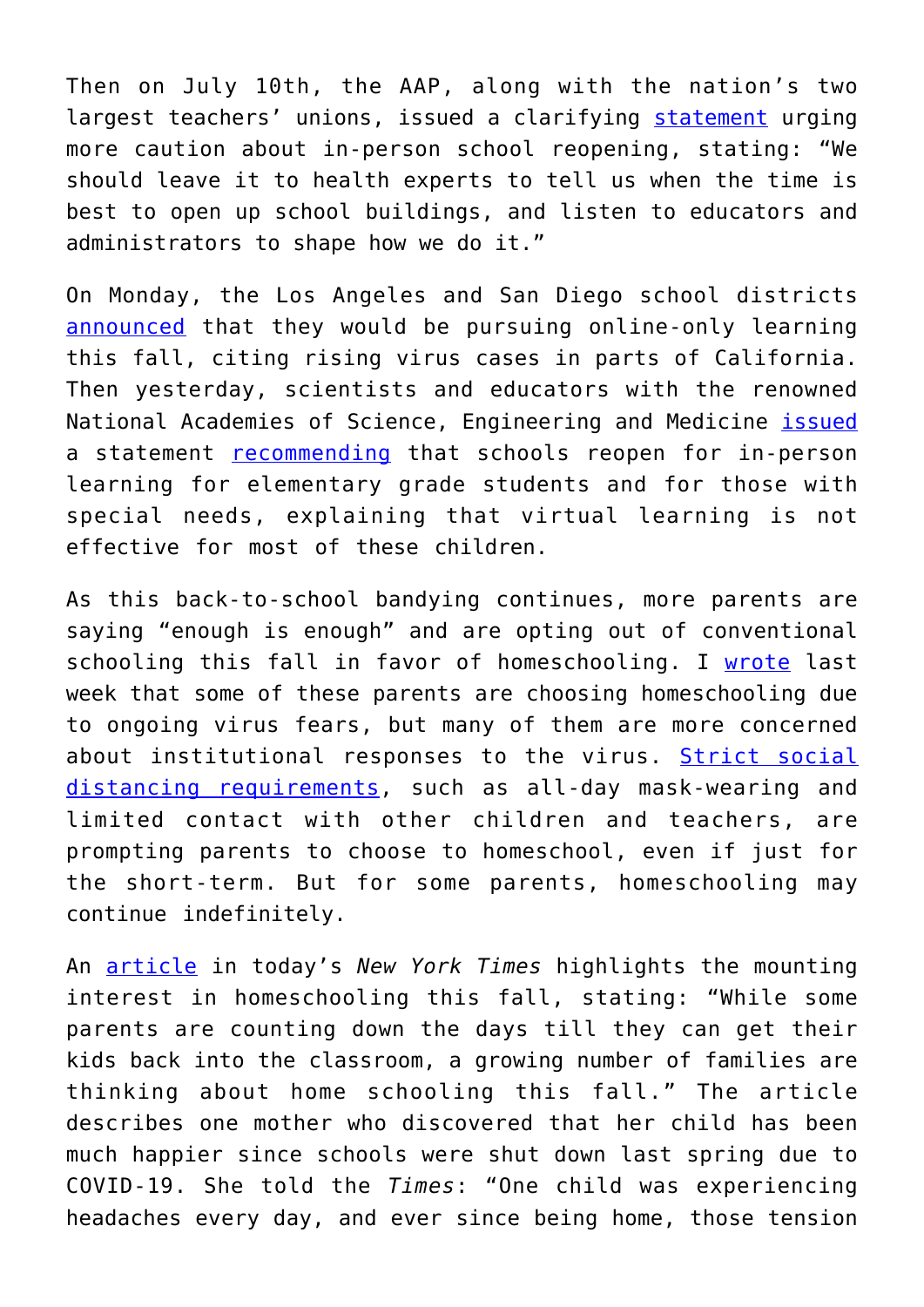Then on July 10th, the AAP, along with the nation's two largest teachers' unions, issued a clarifying statement urging more caution about in-person school reopening, stating: "We should leave it to health experts to tell us when the time is best to open up school buildings, and listen to educators and administrators to shape how we do it."

On Monday, the Los Angeles and San Diego school districts announced that they would be pursuing online-only learning this fall, citing rising virus cases in parts of California. Then yesterday, scientists and educators with the renowned National Academies of Science, Engineering and Medicine issued a statement recommending that schools reopen for in-person learning for elementary grade students and for those with special needs, explaining that virtual learning is not effective for most of these children.

As this back-to-school bandying continues, more parents are saying "enough is enough" and are opting out of conventional schooling this fall in favor of homeschooling. I wrote last week that some of these parents are choosing homeschooling due to ongoing virus fears, but many of them are more concerned about institutional responses to the virus. Strict social distancing requirements, such as all-day mask-wearing and limited contact with other children and teachers, are prompting parents to choose to homeschool, even if just for the short-term. But for some parents, homeschooling may continue indefinitely.

An article in today's *New York Times* highlights the mounting interest in homeschooling this fall, stating: "While some parents are counting down the days till they can get their kids back into the classroom, a growing number of families are thinking about home schooling this fall." The article describes one mother who discovered that her child has been much happier since schools were shut down last spring due to COVID-19. She told the *Times*: "One child was experiencing headaches every day, and ever since being home, those tension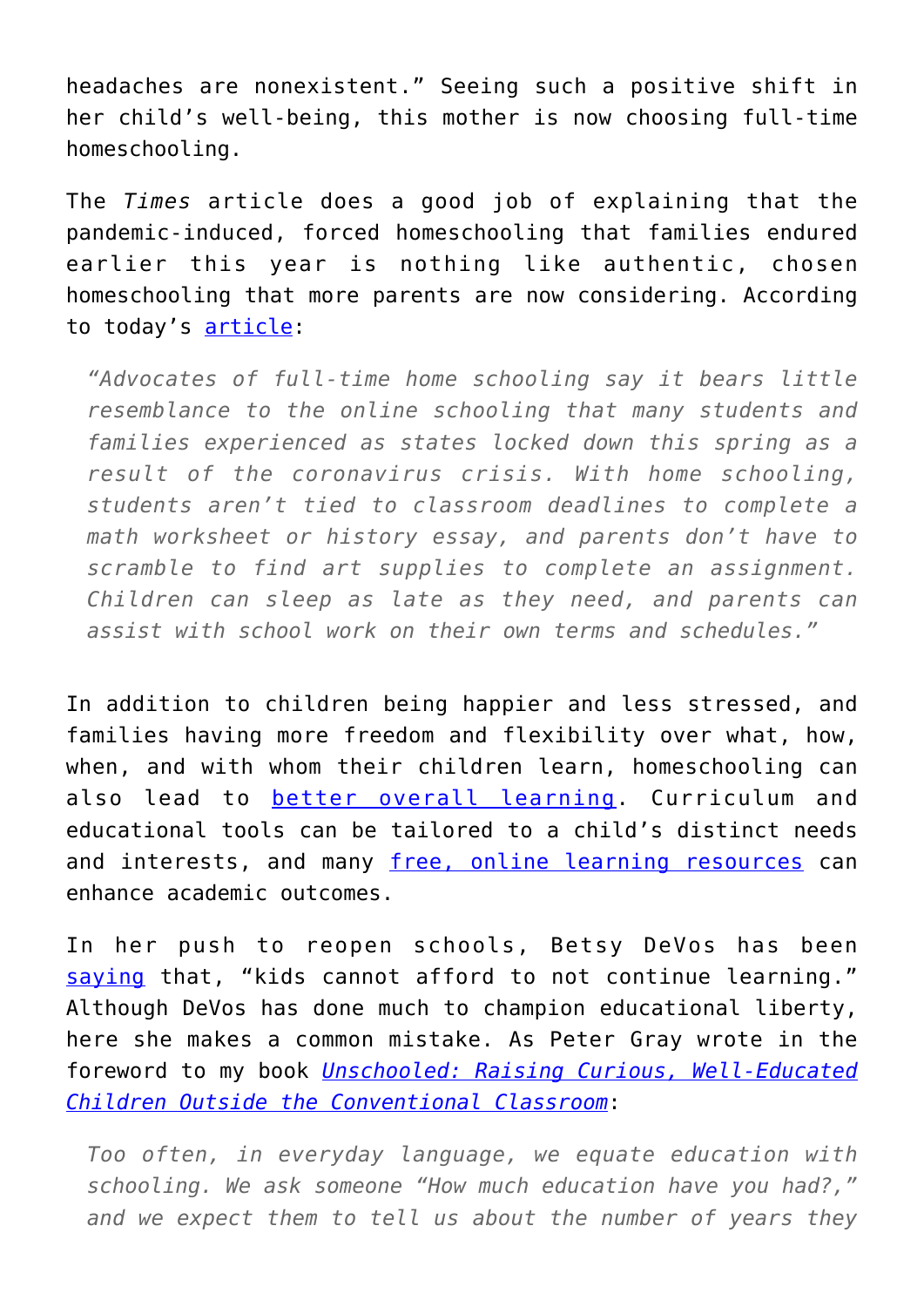headaches are nonexistent." Seeing such a positive shift in her child's well-being, this mother is now choosing full-time homeschooling.

The *Times* article does a good job of explaining that the pandemic-induced, forced homeschooling that families endured earlier this year is nothing like authentic, chosen homeschooling that more parents are now considering. According to today's [article](#):

> *"Advocates of full-time home schooling say it bears little resemblance to the online schooling that many students and families experienced as states locked down this spring as a result of the coronavirus crisis. With home schooling, students aren't tied to classroom deadlines to complete a math worksheet or history essay, and parents don't have to scramble to find art supplies to complete an assignment. Children can sleep as late as they need, and parents can assist with school work on their own terms and schedules."*

In addition to children being happier and less stressed, and families having more freedom and flexibility over what, how, when, and with whom their children learn, homeschooling can also lead to [better overall learning](#). Curriculum and educational tools can be tailored to a child's distinct needs and interests, and many [free, online learning resources](#) can enhance academic outcomes.

In her push to reopen schools, Betsy DeVos has been [saying](#) that, "kids cannot afford to not continue learning." Although DeVos has done much to champion educational liberty, here she makes a common mistake. As Peter Gray wrote in the foreword to my book [*Unschooled: Raising Curious, Well-Educated Children Outside the Conventional Classroom*](#):

> *Too often, in everyday language, we equate education with schooling. We ask someone "How much education have you had?," and we expect them to tell us about the number of years they*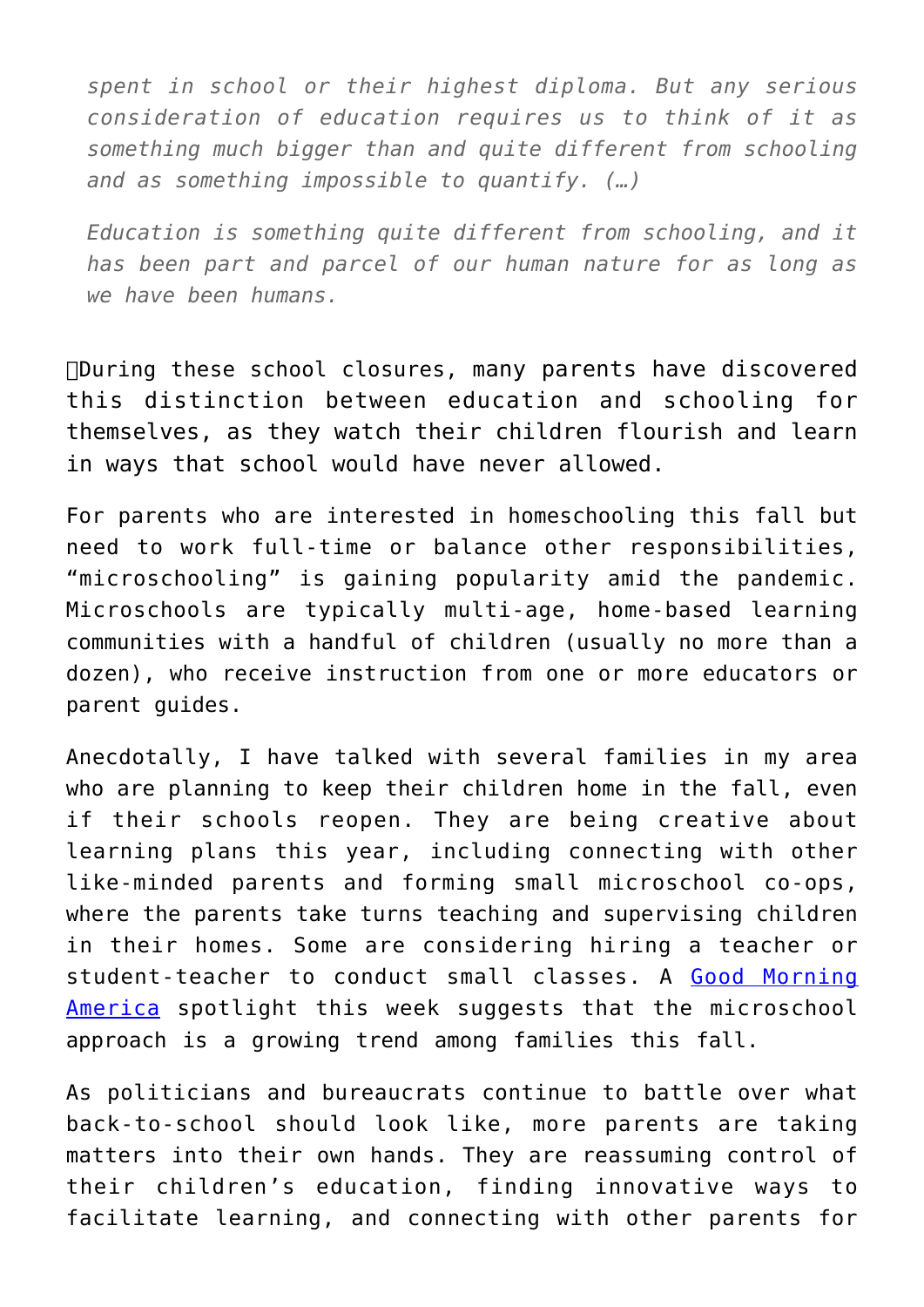> *spent in school or their highest diploma. But any serious consideration of education requires us to think of it as something much bigger than and quite different from schooling and as something impossible to quantify. (…)*
>
> *Education is something quite different from schooling, and it has been part and parcel of our human nature for as long as we have been humans.*

During these school closures, many parents have discovered this distinction between education and schooling for themselves, as they watch their children flourish and learn in ways that school would have never allowed.

For parents who are interested in homeschooling this fall but need to work full-time or balance other responsibilities, "microschooling" is gaining popularity amid the pandemic. Microschools are typically multi-age, home-based learning communities with a handful of children (usually no more than a dozen), who receive instruction from one or more educators or parent guides.

Anecdotally, I have talked with several families in my area who are planning to keep their children home in the fall, even if their schools reopen. They are being creative about learning plans this year, including connecting with other like-minded parents and forming small microschool co-ops, where the parents take turns teaching and supervising children in their homes. Some are considering hiring a teacher or student-teacher to conduct small classes. A [Good Morning America](#) spotlight this week suggests that the microschool approach is a growing trend among families this fall.

As politicians and bureaucrats continue to battle over what back-to-school should look like, more parents are taking matters into their own hands. They are reassuming control of their children's education, finding innovative ways to facilitate learning, and connecting with other parents for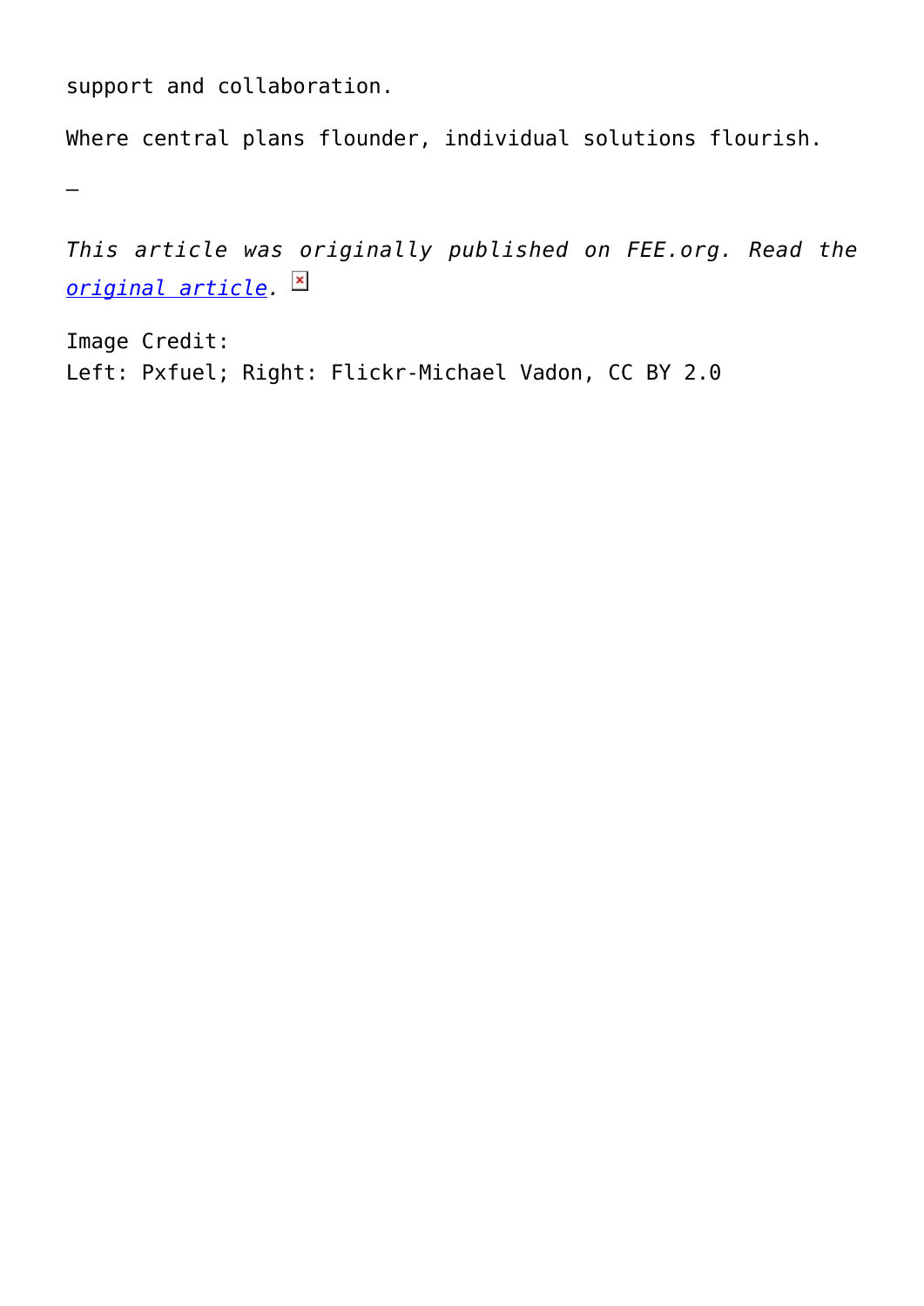support and collaboration.

Where central plans flounder, individual solutions flourish.

—

*This article was originally published on FEE.org. Read the original article.*

Image Credit:
Left: Pxfuel; Right: Flickr-Michael Vadon, CC BY 2.0